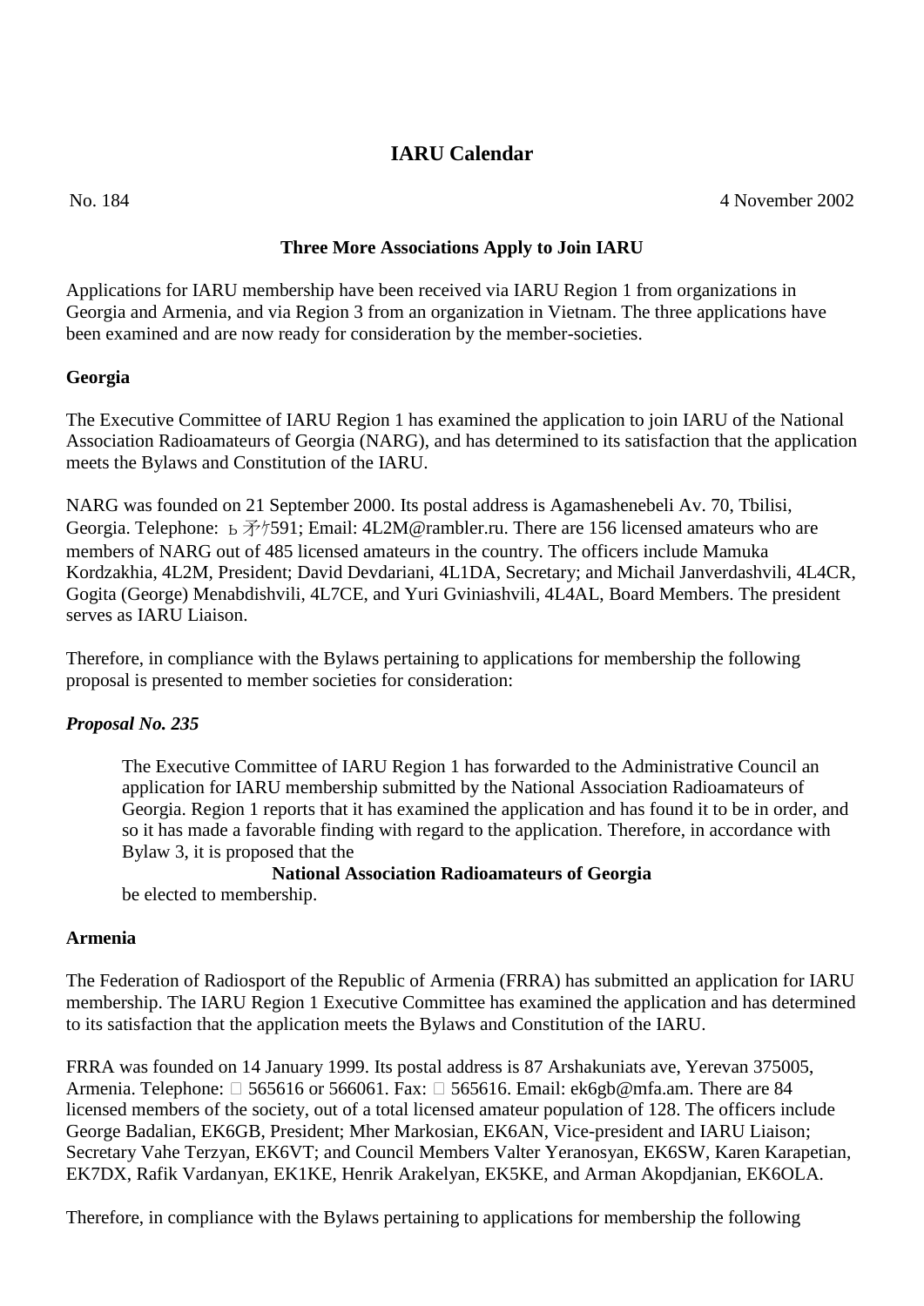# IARU Calendar

No. 184 4 November 2002

**Three More Associations Apply to Join IARU**

Applications for IARU membership have been received via IARU Region 1 from organizations in Georgia and Armenia, and via Region 3 from an organization in Vietnam. The three applications have been examined and are now ready for consideration by the member-societies.

**Georgia**

The Executive Committee of IARU Region 1 has examined the application to join IARU of the National Association Radioamateurs of Georgia (NARG), and has determined to its satisfaction that the application meets the Bylaws and Constitution of the IARU.

NARG was founded on 21 September 2000. Its postal address is Agamashenebeli Av. 70, Tbilisi, Georgia. Telephone: ь矛ケ591; Email: 4L2M@rambler.ru. There are 156 licensed amateurs who are members of NARG out of 485 licensed amateurs in the country. The officers include Mamuka Kordzakhia, 4L2M, President; David Devdariani, 4L1DA, Secretary; and Michail Janverdashvili, 4L4CR, Gogita (George) Menabdishvili, 4L7CE, and Yuri Gviniashvili, 4L4AL, Board Members. The president serves as IARU Liaison.

Therefore, in compliance with the Bylaws pertaining to applications for membership the following proposal is presented to member societies for consideration:

***Proposal No. 235***

> The Executive Committee of IARU Region 1 has forwarded to the Administrative Council an application for IARU membership submitted by the National Association Radioamateurs of Georgia. Region 1 reports that it has examined the application and has found it to be in order, and so it has made a favorable finding with regard to the application. Therefore, in accordance with Bylaw 3, it is proposed that the
>
> **National Association Radioamateurs of Georgia**
>
> be elected to membership.

**Armenia**

The Federation of Radiosport of the Republic of Armenia (FRRA) has submitted an application for IARU membership. The IARU Region 1 Executive Committee has examined the application and has determined to its satisfaction that the application meets the Bylaws and Constitution of the IARU.

FRRA was founded on 14 January 1999. Its postal address is 87 Arshakuniats ave, Yerevan 375005, Armenia. Telephone: □ 565616 or 566061. Fax: □ 565616. Email: ek6gb@mfa.am. There are 84 licensed members of the society, out of a total licensed amateur population of 128. The officers include George Badalian, EK6GB, President; Mher Markosian, EK6AN, Vice-president and IARU Liaison; Secretary Vahe Terzyan, EK6VT; and Council Members Valter Yeranosyan, EK6SW, Karen Karapetian, EK7DX, Rafik Vardanyan, EK1KE, Henrik Arakelyan, EK5KE, and Arman Akopdjanian, EK6OLA.

Therefore, in compliance with the Bylaws pertaining to applications for membership the following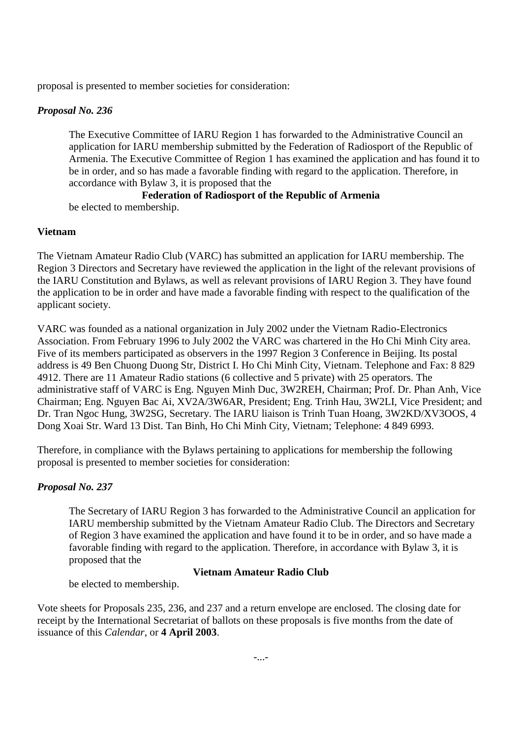proposal is presented to member societies for consideration:

*Proposal No. 236*

> The Executive Committee of IARU Region 1 has forwarded to the Administrative Council an application for IARU membership submitted by the Federation of Radiosport of the Republic of Armenia. The Executive Committee of Region 1 has examined the application and has found it to be in order, and so has made a favorable finding with regard to the application. Therefore, in accordance with Bylaw 3, it is proposed that the
>
> **Federation of Radiosport of the Republic of Armenia**
>
> be elected to membership.

**Vietnam**

The Vietnam Amateur Radio Club (VARC) has submitted an application for IARU membership. The Region 3 Directors and Secretary have reviewed the application in the light of the relevant provisions of the IARU Constitution and Bylaws, as well as relevant provisions of IARU Region 3. They have found the application to be in order and have made a favorable finding with respect to the qualification of the applicant society.

VARC was founded as a national organization in July 2002 under the Vietnam Radio-Electronics Association. From February 1996 to July 2002 the VARC was chartered in the Ho Chi Minh City area. Five of its members participated as observers in the 1997 Region 3 Conference in Beijing. Its postal address is 49 Ben Chuong Duong Str, District I. Ho Chi Minh City, Vietnam. Telephone and Fax: 8 829 4912. There are 11 Amateur Radio stations (6 collective and 5 private) with 25 operators. The administrative staff of VARC is Eng. Nguyen Minh Duc, 3W2REH, Chairman; Prof. Dr. Phan Anh, Vice Chairman; Eng. Nguyen Bac Ai, XV2A/3W6AR, President; Eng. Trinh Hau, 3W2LI, Vice President; and Dr. Tran Ngoc Hung, 3W2SG, Secretary. The IARU liaison is Trinh Tuan Hoang, 3W2KD/XV3OOS, 4 Dong Xoai Str. Ward 13 Dist. Tan Binh, Ho Chi Minh City, Vietnam; Telephone: 4 849 6993.

Therefore, in compliance with the Bylaws pertaining to applications for membership the following proposal is presented to member societies for consideration:

*Proposal No. 237*

> The Secretary of IARU Region 3 has forwarded to the Administrative Council an application for IARU membership submitted by the Vietnam Amateur Radio Club. The Directors and Secretary of Region 3 have examined the application and have found it to be in order, and so have made a favorable finding with regard to the application. Therefore, in accordance with Bylaw 3, it is proposed that the
>
> **Vietnam Amateur Radio Club**
>
> be elected to membership.

Vote sheets for Proposals 235, 236, and 237 and a return envelope are enclosed. The closing date for receipt by the International Secretariat of ballots on these proposals is five months from the date of issuance of this *Calendar*, or **4 April 2003**.

-...-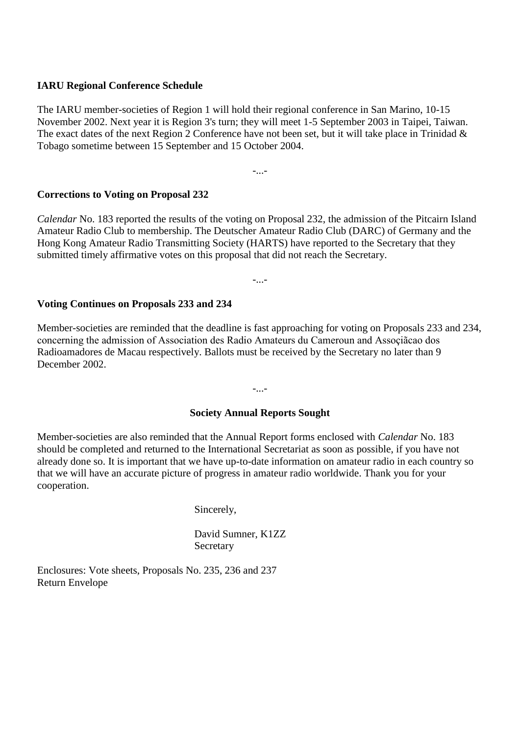**IARU Regional Conference Schedule**

The IARU member-societies of Region 1 will hold their regional conference in San Marino, 10-15 November 2002. Next year it is Region 3's turn; they will meet 1-5 September 2003 in Taipei, Taiwan. The exact dates of the next Region 2 Conference have not been set, but it will take place in Trinidad & Tobago sometime between 15 September and 15 October 2004.

-...-

**Corrections to Voting on Proposal 232**

*Calendar* No. 183 reported the results of the voting on Proposal 232, the admission of the Pitcairn Island Amateur Radio Club to membership. The Deutscher Amateur Radio Club (DARC) of Germany and the Hong Kong Amateur Radio Transmitting Society (HARTS) have reported to the Secretary that they submitted timely affirmative votes on this proposal that did not reach the Secretary.

-...-

**Voting Continues on Proposals 233 and 234**

Member-societies are reminded that the deadline is fast approaching for voting on Proposals 233 and 234, concerning the admission of Association des Radio Amateurs du Cameroun and Assoçiãcao dos Radioamadores de Macau respectively. Ballots must be received by the Secretary no later than 9 December 2002.

-...-

**Society Annual Reports Sought**

Member-societies are also reminded that the Annual Report forms enclosed with *Calendar* No. 183 should be completed and returned to the International Secretariat as soon as possible, if you have not already done so. It is important that we have up-to-date information on amateur radio in each country so that we will have an accurate picture of progress in amateur radio worldwide. Thank you for your cooperation.

Sincerely,

David Sumner, K1ZZ
Secretary

Enclosures: Vote sheets, Proposals No. 235, 236 and 237
Return Envelope